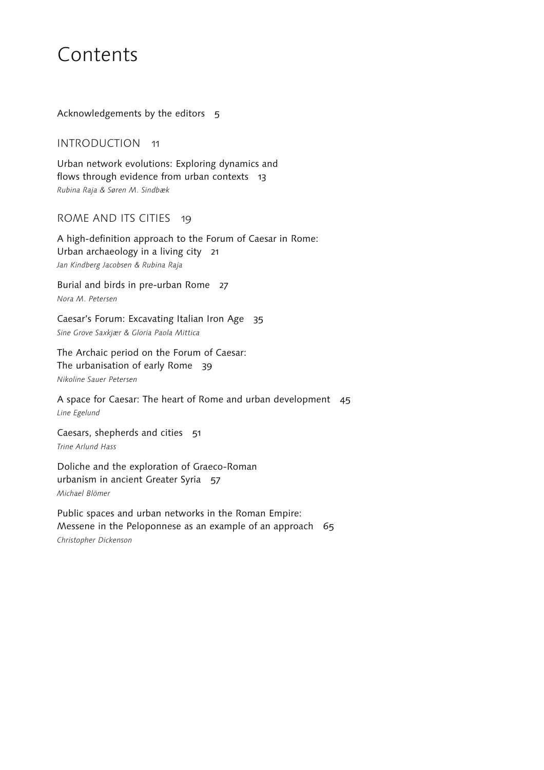# Contents

Acknowledgements by the editors 5

## INTRODUCTION 11

Urban network evolutions: Exploring dynamics and flows through evidence from urban contexts 13
*Rubina Raja & Søren M. Sindbæk*

## ROME AND ITS CITIES 19

A high-definition approach to the Forum of Caesar in Rome: Urban archaeology in a living city 21
*Jan Kindberg Jacobsen & Rubina Raja*

Burial and birds in pre-urban Rome 27
*Nora M. Petersen*

Caesar's Forum: Excavating Italian Iron Age 35
*Sine Grove Saxkjær & Gloria Paola Mittica*

The Archaic period on the Forum of Caesar: The urbanisation of early Rome 39
*Nikoline Sauer Petersen*

A space for Caesar: The heart of Rome and urban development 45
*Line Egelund*

Caesars, shepherds and cities 51
*Trine Arlund Hass*

Doliche and the exploration of Graeco-Roman urbanism in ancient Greater Syria 57
*Michael Blömer*

Public spaces and urban networks in the Roman Empire: Messene in the Peloponnese as an example of an approach 65
*Christopher Dickenson*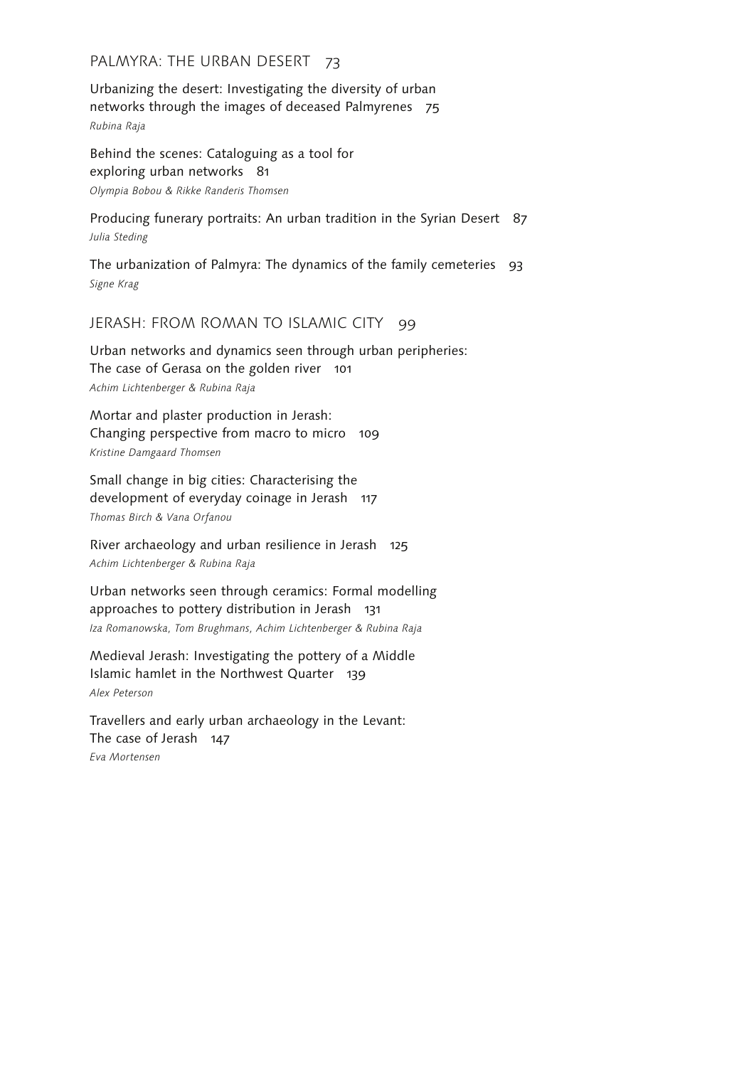## PALMYRA: THE URBAN DESERT 73

Urbanizing the desert: Investigating the diversity of urban networks through the images of deceased Palmyrenes 75
*Rubina Raja*

Behind the scenes: Cataloguing as a tool for exploring urban networks 81
*Olympia Bobou & Rikke Randeris Thomsen*

Producing funerary portraits: An urban tradition in the Syrian Desert 87
*Julia Steding*

The urbanization of Palmyra: The dynamics of the family cemeteries 93
*Signe Krag*

## JERASH: FROM ROMAN TO ISLAMIC CITY 99

Urban networks and dynamics seen through urban peripheries: The case of Gerasa on the golden river 101
*Achim Lichtenberger & Rubina Raja*

Mortar and plaster production in Jerash: Changing perspective from macro to micro 109
*Kristine Damgaard Thomsen*

Small change in big cities: Characterising the development of everyday coinage in Jerash 117
*Thomas Birch & Vana Orfanou*

River archaeology and urban resilience in Jerash 125
*Achim Lichtenberger & Rubina Raja*

Urban networks seen through ceramics: Formal modelling approaches to pottery distribution in Jerash 131
*Iza Romanowska, Tom Brughmans, Achim Lichtenberger & Rubina Raja*

Medieval Jerash: Investigating the pottery of a Middle Islamic hamlet in the Northwest Quarter 139
*Alex Peterson*

Travellers and early urban archaeology in the Levant: The case of Jerash 147
*Eva Mortensen*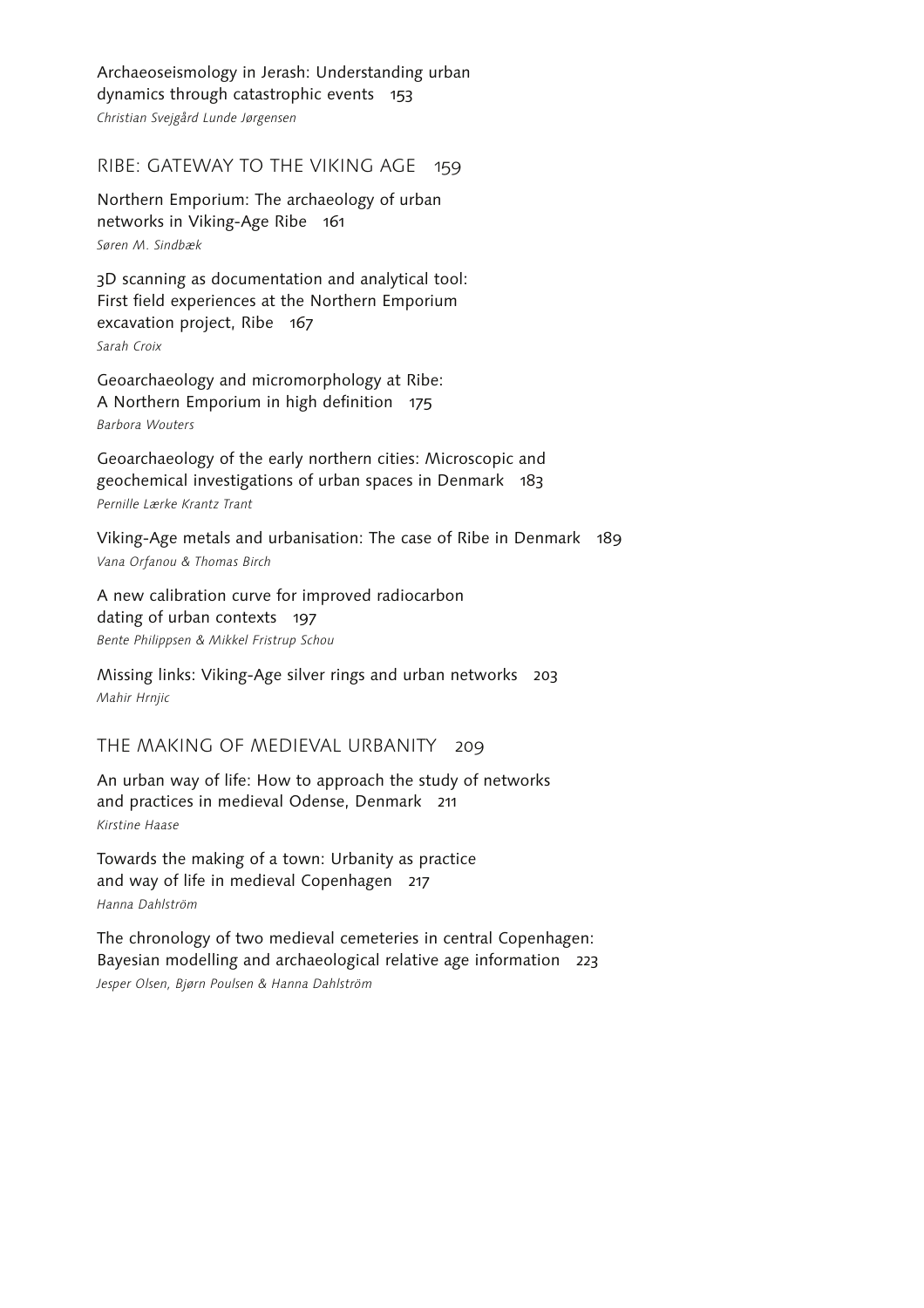Archaeoseismology in Jerash: Understanding urban dynamics through catastrophic events 153
*Christian Svejgård Lunde Jørgensen*

## RIBE: GATEWAY TO THE VIKING AGE 159

Northern Emporium: The archaeology of urban networks in Viking-Age Ribe 161
*Søren M. Sindbæk*

3D scanning as documentation and analytical tool: First field experiences at the Northern Emporium excavation project, Ribe 167
*Sarah Croix*

Geoarchaeology and micromorphology at Ribe: A Northern Emporium in high definition 175
*Barbora Wouters*

Geoarchaeology of the early northern cities: Microscopic and geochemical investigations of urban spaces in Denmark 183
*Pernille Lærke Krantz Trant*

Viking-Age metals and urbanisation: The case of Ribe in Denmark 189
*Vana Orfanou & Thomas Birch*

A new calibration curve for improved radiocarbon dating of urban contexts 197
*Bente Philippsen & Mikkel Fristrup Schou*

Missing links: Viking-Age silver rings and urban networks 203
*Mahir Hrnjic*

## THE MAKING OF MEDIEVAL URBANITY 209

An urban way of life: How to approach the study of networks and practices in medieval Odense, Denmark 211
*Kirstine Haase*

Towards the making of a town: Urbanity as practice and way of life in medieval Copenhagen 217
*Hanna Dahlström*

The chronology of two medieval cemeteries in central Copenhagen: Bayesian modelling and archaeological relative age information 223
*Jesper Olsen, Bjørn Poulsen & Hanna Dahlström*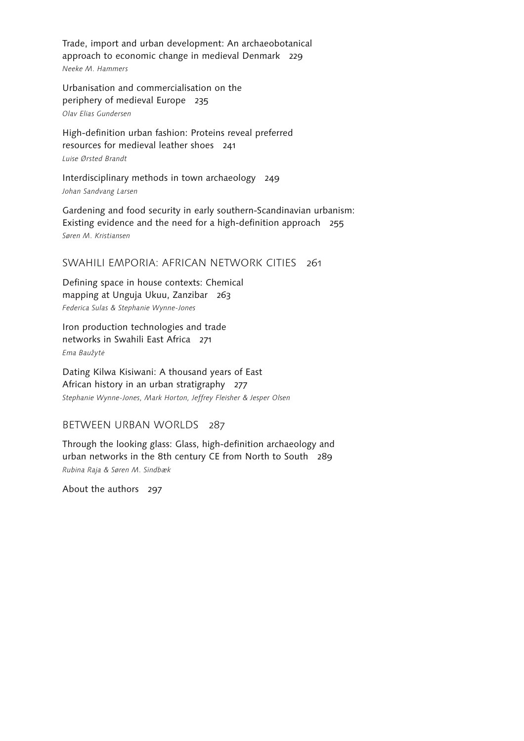Trade, import and urban development: An archaeobotanical approach to economic change in medieval Denmark 229
*Neeke M. Hammers*

Urbanisation and commercialisation on the periphery of medieval Europe 235
*Olav Elias Gundersen*

High-definition urban fashion: Proteins reveal preferred resources for medieval leather shoes 241
*Luise Ørsted Brandt*

Interdisciplinary methods in town archaeology 249
*Johan Sandvang Larsen*

Gardening and food security in early southern-Scandinavian urbanism: Existing evidence and the need for a high-definition approach 255
*Søren M. Kristiansen*

## SWAHILI EMPORIA: AFRICAN NETWORK CITIES 261

Defining space in house contexts: Chemical mapping at Unguja Ukuu, Zanzibar 263
*Federica Sulas & Stephanie Wynne-Jones*

Iron production technologies and trade networks in Swahili East Africa 271
*Ema Baužytė*

Dating Kilwa Kisiwani: A thousand years of East African history in an urban stratigraphy 277
*Stephanie Wynne-Jones, Mark Horton, Jeffrey Fleisher & Jesper Olsen*

## BETWEEN URBAN WORLDS 287

Through the looking glass: Glass, high-definition archaeology and urban networks in the 8th century CE from North to South 289
*Rubina Raja & Søren M. Sindbæk*

About the authors 297